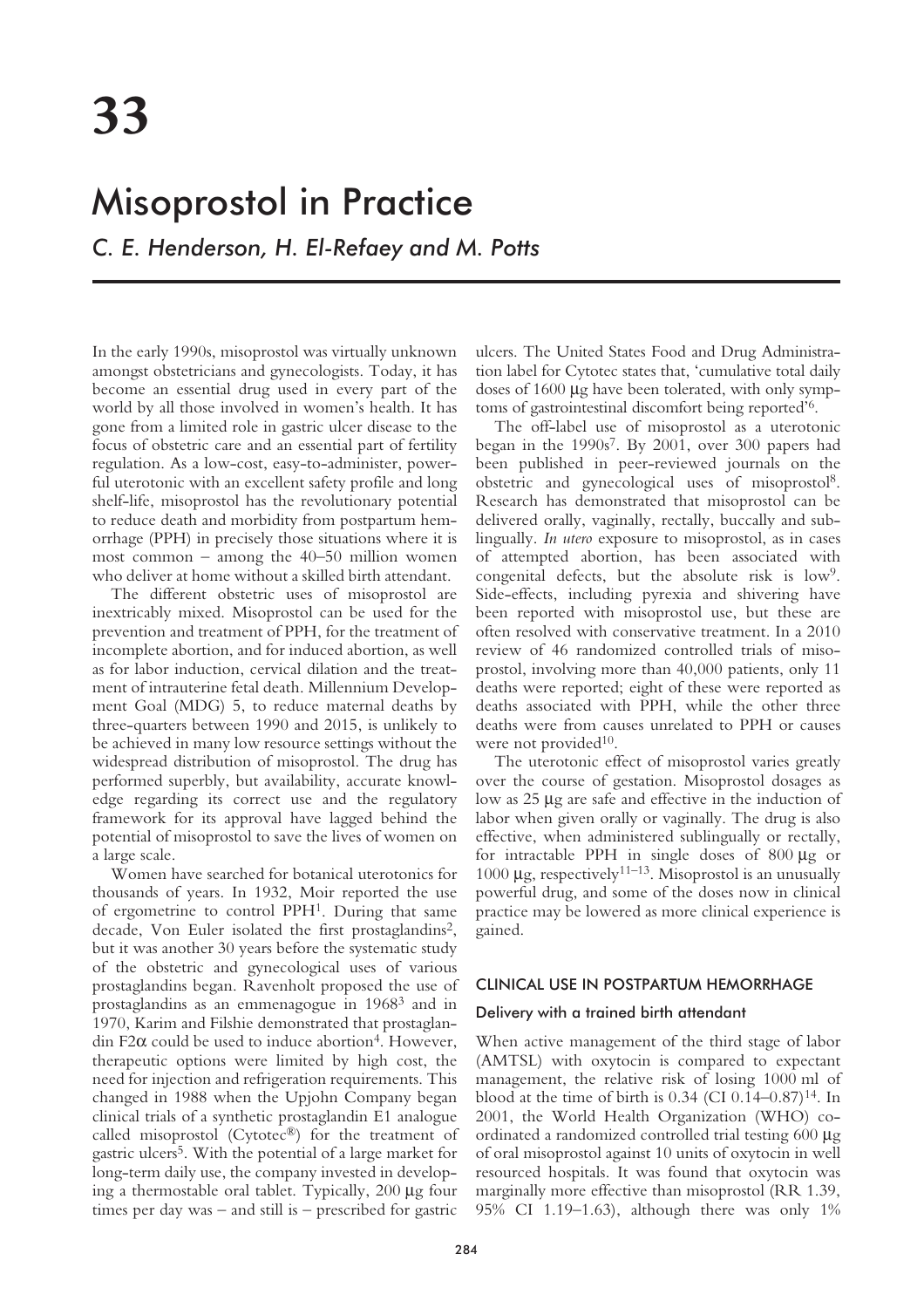# 33

# Misoprostol in Practice

*C. E. Henderson, H. El-Refaey and M. Potts*

In the early 1990s, misoprostol was virtually unknown amongst obstetricians and gynecologists. Today, it has become an essential drug used in every part of the world by all those involved in women's health. It has gone from a limited role in gastric ulcer disease to the focus of obstetric care and an essential part of fertility regulation. As a low-cost, easy-to-administer, powerful uterotonic with an excellent safety profile and long shelf-life, misoprostol has the revolutionary potential to reduce death and morbidity from postpartum hemorrhage (PPH) in precisely those situations where it is most common – among the 40–50 million women who deliver at home without a skilled birth attendant.

The different obstetric uses of misoprostol are inextricably mixed. Misoprostol can be used for the prevention and treatment of PPH, for the treatment of incomplete abortion, and for induced abortion, as well as for labor induction, cervical dilation and the treatment of intrauterine fetal death. Millennium Development Goal (MDG) 5, to reduce maternal deaths by three-quarters between 1990 and 2015, is unlikely to be achieved in many low resource settings without the widespread distribution of misoprostol. The drug has performed superbly, but availability, accurate knowledge regarding its correct use and the regulatory framework for its approval have lagged behind the potential of misoprostol to save the lives of women on a large scale.

Women have searched for botanical uterotonics for thousands of years. In 1932, Moir reported the use of ergometrine to control PPH[1]. During that same decade, Von Euler isolated the first prostaglandins[2], but it was another 30 years before the systematic study of the obstetric and gynecological uses of various prostaglandins began. Ravenholt proposed the use of prostaglandins as an emmenagogue in 1968[3] and in 1970, Karim and Filshie demonstrated that prostaglandin F2α could be used to induce abortion[4]. However, therapeutic options were limited by high cost, the need for injection and refrigeration requirements. This changed in 1988 when the Upjohn Company began clinical trials of a synthetic prostaglandin E1 analogue called misoprostol (Cytotec®) for the treatment of gastric ulcers[5]. With the potential of a large market for long-term daily use, the company invested in developing a thermostable oral tablet. Typically, 200 μg four times per day was – and still is – prescribed for gastric ulcers. The United States Food and Drug Administration label for Cytotec states that, 'cumulative total daily doses of 1600 μg have been tolerated, with only symptoms of gastrointestinal discomfort being reported'[6].

The off-label use of misoprostol as a uterotonic began in the 1990s[7]. By 2001, over 300 papers had been published in peer-reviewed journals on the obstetric and gynecological uses of misoprostol[8]. Research has demonstrated that misoprostol can be delivered orally, vaginally, rectally, buccally and sublingually. *In utero* exposure to misoprostol, as in cases of attempted abortion, has been associated with congenital defects, but the absolute risk is low[9]. Side-effects, including pyrexia and shivering have been reported with misoprostol use, but these are often resolved with conservative treatment. In a 2010 review of 46 randomized controlled trials of misoprostol, involving more than 40,000 patients, only 11 deaths were reported; eight of these were reported as deaths associated with PPH, while the other three deaths were from causes unrelated to PPH or causes were not provided[10].

The uterotonic effect of misoprostol varies greatly over the course of gestation. Misoprostol dosages as low as 25 μg are safe and effective in the induction of labor when given orally or vaginally. The drug is also effective, when administered sublingually or rectally, for intractable PPH in single doses of 800 μg or 1000 μg, respectively[11–13]. Misoprostol is an unusually powerful drug, and some of the doses now in clinical practice may be lowered as more clinical experience is gained.

## CLINICAL USE IN POSTPARTUM HEMORRHAGE

### Delivery with a trained birth attendant

When active management of the third stage of labor (AMTSL) with oxytocin is compared to expectant management, the relative risk of losing 1000 ml of blood at the time of birth is 0.34 (CI 0.14–0.87)[14]. In 2001, the World Health Organization (WHO) coordinated a randomized controlled trial testing 600 μg of oral misoprostol against 10 units of oxytocin in well resourced hospitals. It was found that oxytocin was marginally more effective than misoprostol (RR 1.39, 95% CI 1.19–1.63), although there was only 1%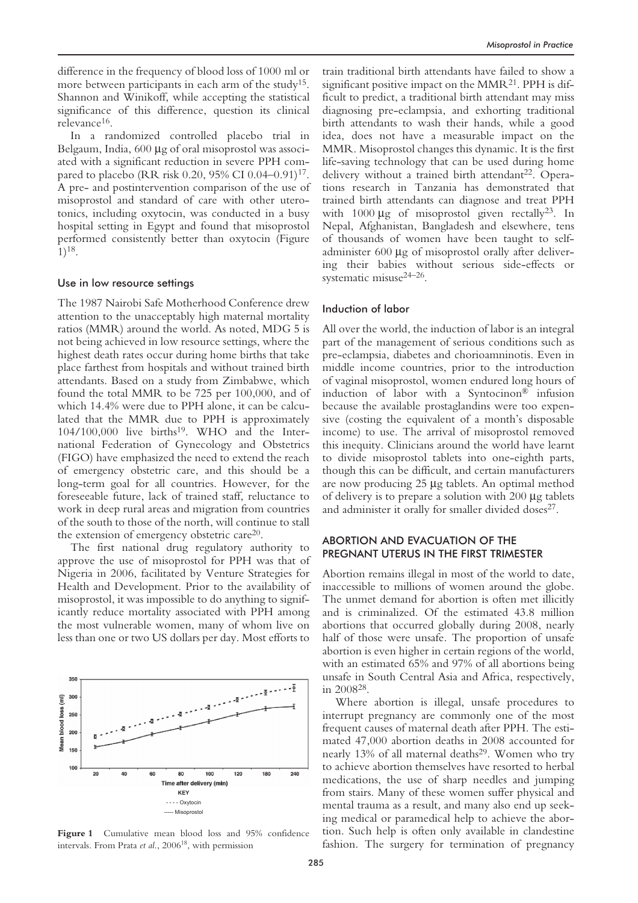difference in the frequency of blood loss of 1000 ml or more between participants in each arm of the study[15]. Shannon and Winikoff, while accepting the statistical significance of this difference, question its clinical relevance[16].

In a randomized controlled placebo trial in Belgaum, India, 600 μg of oral misoprostol was associated with a significant reduction in severe PPH compared to placebo (RR risk 0.20, 95% CI 0.04–0.91)[17]. A pre- and postintervention comparison of the use of misoprostol and standard of care with other uterotonics, including oxytocin, was conducted in a busy hospital setting in Egypt and found that misoprostol performed consistently better than oxytocin (Figure 1)[18].

### Use in low resource settings

The 1987 Nairobi Safe Motherhood Conference drew attention to the unacceptably high maternal mortality ratios (MMR) around the world. As noted, MDG 5 is not being achieved in low resource settings, where the highest death rates occur during home births that take place farthest from hospitals and without trained birth attendants. Based on a study from Zimbabwe, which found the total MMR to be 725 per 100,000, and of which 14.4% were due to PPH alone, it can be calculated that the MMR due to PPH is approximately 104/100,000 live births[19]. WHO and the International Federation of Gynecology and Obstetrics (FIGO) have emphasized the need to extend the reach of emergency obstetric care, and this should be a long-term goal for all countries. However, for the foreseeable future, lack of trained staff, reluctance to work in deep rural areas and migration from countries of the south to those of the north, will continue to stall the extension of emergency obstetric care[20].

The first national drug regulatory authority to approve the use of misoprostol for PPH was that of Nigeria in 2006, facilitated by Venture Strategies for Health and Development. Prior to the availability of misoprostol, it was impossible to do anything to significantly reduce mortality associated with PPH among the most vulnerable women, many of whom live on less than one or two US dollars per day. Most efforts to train traditional birth attendants have failed to show a significant positive impact on the MMR[21]. PPH is difficult to predict, a traditional birth attendant may miss diagnosing pre-eclampsia, and exhorting traditional birth attendants to wash their hands, while a good idea, does not have a measurable impact on the MMR. Misoprostol changes this dynamic. It is the first life-saving technology that can be used during home delivery without a trained birth attendant[22]. Operations research in Tanzania has demonstrated that trained birth attendants can diagnose and treat PPH with 1000 μg of misoprostol given rectally[23]. In Nepal, Afghanistan, Bangladesh and elsewhere, tens of thousands of women have been taught to self-administer 600 μg of misoprostol orally after delivering their babies without serious side-effects or systematic misuse[24–26].

**Figure 1** Cumulative mean blood loss and 95% confidence intervals. From Prata *et al.*, 2006[18], with permission

### Induction of labor

All over the world, the induction of labor is an integral part of the management of serious conditions such as pre-eclampsia, diabetes and chorioamninotis. Even in middle income countries, prior to the introduction of vaginal misoprostol, women endured long hours of induction of labor with a Syntocinon® infusion because the available prostaglandins were too expensive (costing the equivalent of a month's disposable income) to use. The arrival of misoprostol removed this inequity. Clinicians around the world have learnt to divide misoprostol tablets into one-eighth parts, though this can be difficult, and certain manufacturers are now producing 25 μg tablets. An optimal method of delivery is to prepare a solution with 200 μg tablets and administer it orally for smaller divided doses[27].

## ABORTION AND EVACUATION OF THE PREGNANT UTERUS IN THE FIRST TRIMESTER

Abortion remains illegal in most of the world to date, inaccessible to millions of women around the globe. The unmet demand for abortion is often met illicitly and is criminalized. Of the estimated 43.8 million abortions that occurred globally during 2008, nearly half of those were unsafe. The proportion of unsafe abortion is even higher in certain regions of the world, with an estimated 65% and 97% of all abortions being unsafe in South Central Asia and Africa, respectively, in 2008[28].

Where abortion is illegal, unsafe procedures to interrupt pregnancy are commonly one of the most frequent causes of maternal death after PPH. The estimated 47,000 abortion deaths in 2008 accounted for nearly 13% of all maternal deaths[29]. Women who try to achieve abortion themselves have resorted to herbal medications, the use of sharp needles and jumping from stairs. Many of these women suffer physical and mental trauma as a result, and many also end up seeking medical or paramedical help to achieve the abortion. Such help is often only available in clandestine fashion. The surgery for termination of pregnancy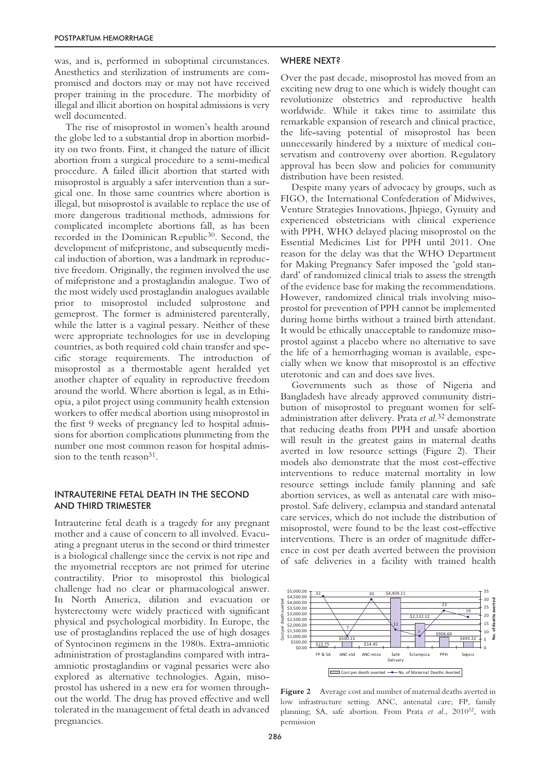was, and is, performed in suboptimal circumstances. Anesthetics and sterilization of instruments are compromised and doctors may or may not have received proper training in the procedure. The morbidity of illegal and illicit abortion on hospital admissions is very well documented.

The rise of misoprostol in women's health around the globe led to a substantial drop in abortion morbidity on two fronts. First, it changed the nature of illicit abortion from a surgical procedure to a semi-medical procedure. A failed illicit abortion that started with misoprostol is arguably a safer intervention than a surgical one. In those same countries where abortion is illegal, but misoprostol is available to replace the use of more dangerous traditional methods, admissions for complicated incomplete abortions fall, as has been recorded in the Dominican Republic[30]. Second, the development of mifepristone, and subsequently medical induction of abortion, was a landmark in reproductive freedom. Originally, the regimen involved the use of mifepristone and a prostaglandin analogue. Two of the most widely used prostaglandin analogues available prior to misoprostol included sulprostone and gemeprost. The former is administered parenterally, while the latter is a vaginal pessary. Neither of these were appropriate technologies for use in developing countries, as both required cold chain transfer and specific storage requirements. The introduction of misoprostol as a thermostable agent heralded yet another chapter of equality in reproductive freedom around the world. Where abortion is legal, as in Ethiopia, a pilot project using community health extension workers to offer medical abortion using misoprostol in the first 9 weeks of pregnancy led to hospital admissions for abortion complications plummeting from the number one most common reason for hospital admission to the tenth reason[31].

## INTRAUTERINE FETAL DEATH IN THE SECOND AND THIRD TRIMESTER

Intrauterine fetal death is a tragedy for any pregnant mother and a cause of concern to all involved. Evacuating a pregnant uterus in the second or third trimester is a biological challenge since the cervix is not ripe and the myometrial receptors are not primed for uterine contractility. Prior to misoprostol this biological challenge had no clear or pharmacological answer. In North America, dilation and evacuation or hysterectomy were widely practiced with significant physical and psychological morbidity. In Europe, the use of prostaglandins replaced the use of high dosages of Syntocinon regimens in the 1980s. Extra-amniotic administration of prostaglandins compared with intra-amniotic prostaglandins or vaginal pessaries were also explored as alternative technologies. Again, misoprostol has ushered in a new era for women throughout the world. The drug has proved effective and well tolerated in the management of fetal death in advanced pregnancies.

## WHERE NEXT?

Over the past decade, misoprostol has moved from an exciting new drug to one which is widely thought can revolutionize obstetrics and reproductive health worldwide. While it takes time to assimilate this remarkable expansion of research and clinical practice, the life-saving potential of misoprostol has been unnecessarily hindered by a mixture of medical conservatism and controversy over abortion. Regulatory approval has been slow and policies for community distribution have been resisted.

Despite many years of advocacy by groups, such as FIGO, the International Confederation of Midwives, Venture Strategies Innovations, Jhpiego, Gynuity and experienced obstetricians with clinical experience with PPH, WHO delayed placing misoprostol on the Essential Medicines List for PPH until 2011. One reason for the delay was that the WHO Department for Making Pregnancy Safer imposed the 'gold standard' of randomized clinical trials to assess the strength of the evidence base for making the recommendations. However, randomized clinical trials involving misoprostol for prevention of PPH cannot be implemented during home births without a trained birth attendant. It would be ethically unacceptable to randomize misoprostol against a placebo where no alternative to save the life of a hemorrhaging woman is available, especially when we know that misoprostol is an effective uterotonic and can and does save lives.

Governments such as those of Nigeria and Bangladesh have already approved community distribution of misoprostol to pregnant women for self-administration after delivery. Prata *et al.*[32] demonstrate that reducing deaths from PPH and unsafe abortion will result in the greatest gains in maternal deaths averted in low resource settings (Figure 2). Their models also demonstrate that the most cost-effective interventions to reduce maternal mortality in low resource settings include family planning and safe abortion services, as well as antenatal care with misoprostol. Safe delivery, eclampsia and standard antenatal care services, which do not include the distribution of misoprostol, were found to be the least cost-effective interventions. There is an order of magnitude difference in cost per death averted between the provision of safe deliveries in a facility with trained health

| Intervention | Cost per death averted | No. of maternal deaths averted |
|---|---|---|
| FP & SA | $22.75 | 32 |
| ANC-std | $500.13 | 7 |
| ANC-miso | $14.45 | 30 |
| Safe Delivery | $4,409.11 | 11 |
| Eclampsia | $2,132.12 | 7 |
| PPH | $906.60 | 23 |
| Sepsis | $495.32 | 19 |

**Figure 2** Average cost and number of maternal deaths averted in low infrastructure setting. ANC, antenatal care; FP, family planning; SA, safe abortion. From Prata *et al.*, 2010[32], with permission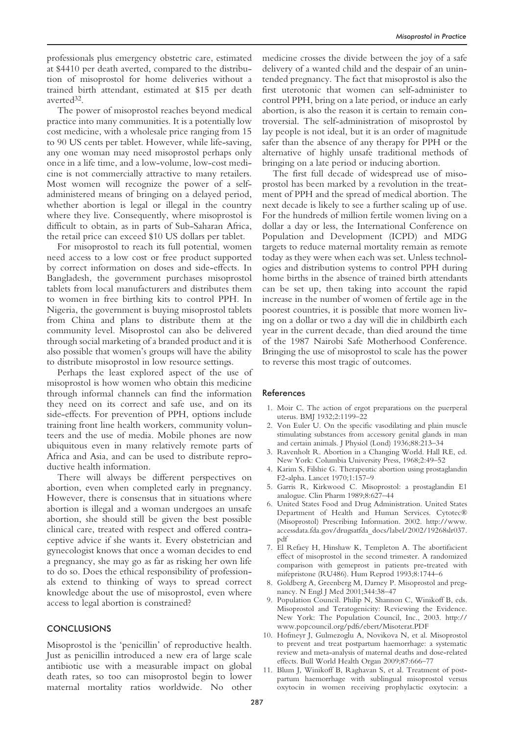professionals plus emergency obstetric care, estimated at \$4410 per death averted, compared to the distribution of misoprostol for home deliveries without a trained birth attendant, estimated at \$15 per death averted[32].

The power of misoprostol reaches beyond medical practice into many communities. It is a potentially low cost medicine, with a wholesale price ranging from 15 to 90 US cents per tablet. However, while life-saving, any one woman may need misoprostol perhaps only once in a life time, and a low-volume, low-cost medicine is not commercially attractive to many retailers. Most women will recognize the power of a self-administered means of bringing on a delayed period, whether abortion is legal or illegal in the country where they live. Consequently, where misoprostol is difficult to obtain, as in parts of Sub-Saharan Africa, the retail price can exceed \$10 US dollars per tablet.

For misoprostol to reach its full potential, women need access to a low cost or free product supported by correct information on doses and side-effects. In Bangladesh, the government purchases misoprostol tablets from local manufacturers and distributes them to women in free birthing kits to control PPH. In Nigeria, the government is buying misoprostol tablets from China and plans to distribute them at the community level. Misoprostol can also be delivered through social marketing of a branded product and it is also possible that women's groups will have the ability to distribute misoprostol in low resource settings.

Perhaps the least explored aspect of the use of misoprostol is how women who obtain this medicine through informal channels can find the information they need on its correct and safe use, and on its side-effects. For prevention of PPH, options include training front line health workers, community volunteers and the use of media. Mobile phones are now ubiquitous even in many relatively remote parts of Africa and Asia, and can be used to distribute reproductive health information.

There will always be different perspectives on abortion, even when completed early in pregnancy. However, there is consensus that in situations where abortion is illegal and a woman undergoes an unsafe abortion, she should still be given the best possible clinical care, treated with respect and offered contraceptive advice if she wants it. Every obstetrician and gynecologist knows that once a woman decides to end a pregnancy, she may go as far as risking her own life to do so. Does the ethical responsibility of professionals extend to thinking of ways to spread correct knowledge about the use of misoprostol, even where access to legal abortion is constrained?

## CONCLUSIONS

Misoprostol is the 'penicillin' of reproductive health. Just as penicillin introduced a new era of large scale antibiotic use with a measurable impact on global death rates, so too can misoprostol begin to lower maternal mortality ratios worldwide. No other medicine crosses the divide between the joy of a safe delivery of a wanted child and the despair of an unintended pregnancy. The fact that misoprostol is also the first uterotonic that women can self-administer to control PPH, bring on a late period, or induce an early abortion, is also the reason it is certain to remain controversial. The self-administration of misoprostol by lay people is not ideal, but it is an order of magnitude safer than the absence of any therapy for PPH or the alternative of highly unsafe traditional methods of bringing on a late period or inducing abortion.

The first full decade of widespread use of misoprostol has been marked by a revolution in the treatment of PPH and the spread of medical abortion. The next decade is likely to see a further scaling up of use. For the hundreds of million fertile women living on a dollar a day or less, the International Conference on Population and Development (ICPD) and MDG targets to reduce maternal mortality remain as remote today as they were when each was set. Unless technologies and distribution systems to control PPH during home births in the absence of trained birth attendants can be set up, then taking into account the rapid increase in the number of women of fertile age in the poorest countries, it is possible that more women living on a dollar or two a day will die in childbirth each year in the current decade, than died around the time of the 1987 Nairobi Safe Motherhood Conference. Bringing the use of misoprostol to scale has the power to reverse this most tragic of outcomes.

## References

1. Moir C. The action of ergot preparations on the puerperal uterus. BMJ 1932;2:1199–22
2. Von Euler U. On the specific vasodilating and plain muscle stimulating substances from accessory genital glands in man and certain animals. J Physiol (Lond) 1936;88:213–34
3. Ravenholt R. Abortion in a Changing World. Hall RE, ed. New York: Columbia University Press, 1968;2:49–52
4. Karim S, Filshie G. Therapeutic abortion using prostaglandin F2-alpha. Lancet 1970;1:157–9
5. Garris R, Kirkwood C. Misoprostol: a prostaglandin E1 analogue. Clin Pharm 1989;8:627–44
6. United States Food and Drug Administration. United States Department of Health and Human Services. Cytotec® (Misoprostol) Prescribing Information. 2002. http://www.accessdata.fda.gov/drugsatfda_docs/label/2002/19268slr037.pdf
7. El Refaey H, Hinshaw K, Templeton A. The abortifacient effect of misoprostol in the second trimester. A randomized comparison with gemeprost in patients pre-treated with mifepristone (RU486). Hum Reprod 1993;8:1744–6
8. Goldberg A, Greenberg M, Darney P. Misoprostol and pregnancy. N Engl J Med 2001;344:38–47
9. Population Council. Philip N, Shannon C, Winikoff B, eds. Misoprostol and Teratogenicity: Reviewing the Evidence. New York: The Population Council, Inc., 2003. http://www.popcouncil.org/pdfs/ebert/Misoterat.PDF
10. Hofmeyr J, Gulmezoglu A, Novikova N, et al. Misoprostol to prevent and treat postpartum haemorrhage: a systematic review and meta-analysis of maternal deaths and dose-related effects. Bull World Health Organ 2009;87:666–77
11. Blum J, Winikoff B, Raghavan S, et al. Treatment of postpartum haemorrhage with sublingual misoprostol versus oxytocin in women receiving prophylactic oxytocin: a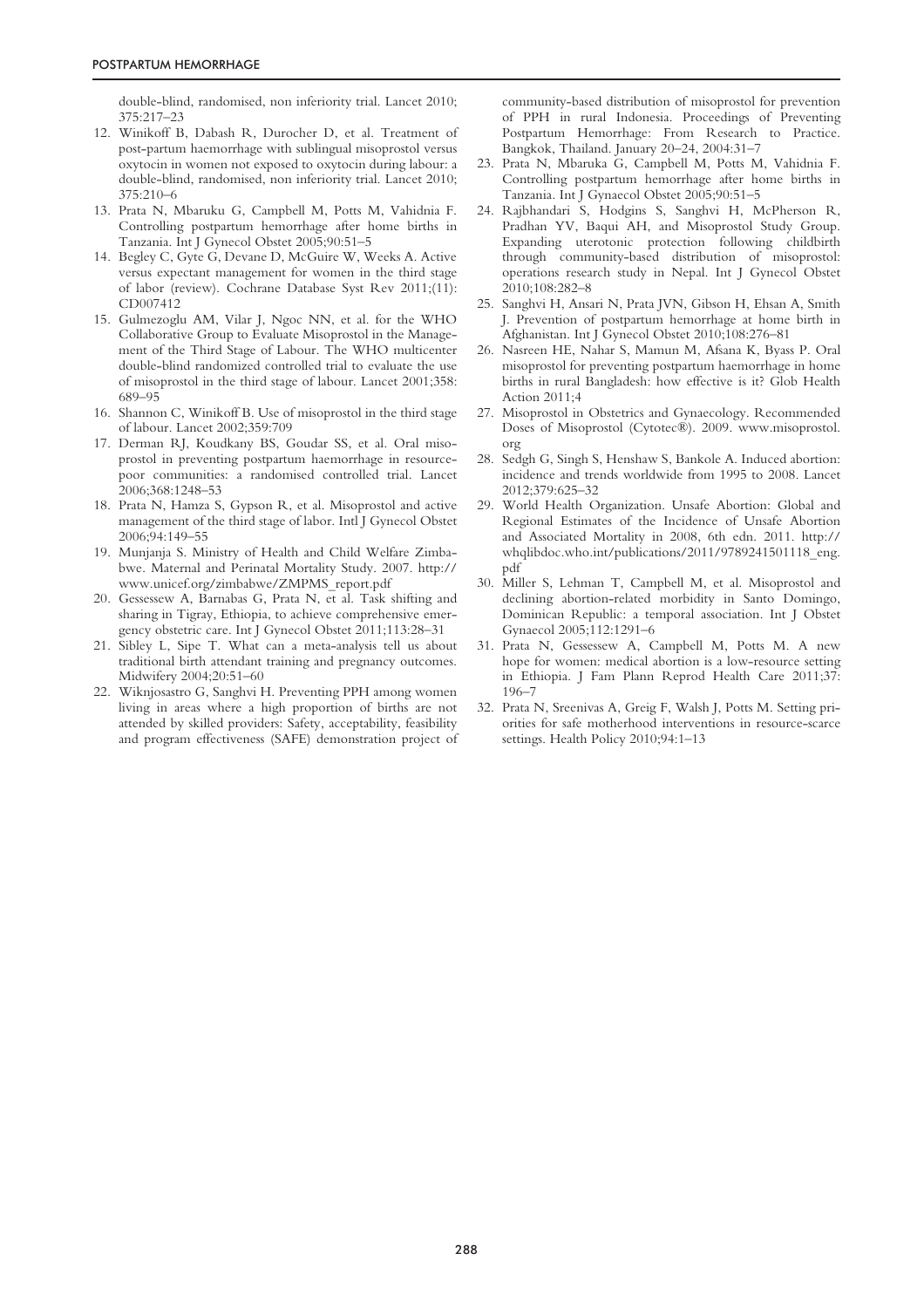double-blind, randomised, non inferiority trial. Lancet 2010; 375:217–23

12. Winikoff B, Dabash R, Durocher D, et al. Treatment of post-partum haemorrhage with sublingual misoprostol versus oxytocin in women not exposed to oxytocin during labour: a double-blind, randomised, non inferiority trial. Lancet 2010; 375:210–6
13. Prata N, Mbaruku G, Campbell M, Potts M, Vahidnia F. Controlling postpartum hemorrhage after home births in Tanzania. Int J Gynecol Obstet 2005;90:51–5
14. Begley C, Gyte G, Devane D, McGuire W, Weeks A. Active versus expectant management for women in the third stage of labor (review). Cochrane Database Syst Rev 2011;(11): CD007412
15. Gulmezoglu AM, Vilar J, Ngoc NN, et al. for the WHO Collaborative Group to Evaluate Misoprostol in the Management of the Third Stage of Labour. The WHO multicenter double-blind randomized controlled trial to evaluate the use of misoprostol in the third stage of labour. Lancet 2001;358: 689–95
16. Shannon C, Winikoff B. Use of misoprostol in the third stage of labour. Lancet 2002;359:709
17. Derman RJ, Koudkany BS, Goudar SS, et al. Oral misoprostol in preventing postpartum haemorrhage in resource-poor communities: a randomised controlled trial. Lancet 2006;368:1248–53
18. Prata N, Hamza S, Gypson R, et al. Misoprostol and active management of the third stage of labor. Intl J Gynecol Obstet 2006;94:149–55
19. Munjanja S. Ministry of Health and Child Welfare Zimbabwe. Maternal and Perinatal Mortality Study. 2007. http://www.unicef.org/zimbabwe/ZMPMS_report.pdf
20. Gessessew A, Barnabas G, Prata N, et al. Task shifting and sharing in Tigray, Ethiopia, to achieve comprehensive emergency obstetric care. Int J Gynecol Obstet 2011;113:28–31
21. Sibley L, Sipe T. What can a meta-analysis tell us about traditional birth attendant training and pregnancy outcomes. Midwifery 2004;20:51–60
22. Wiknjosastro G, Sanghvi H. Preventing PPH among women living in areas where a high proportion of births are not attended by skilled providers: Safety, acceptability, feasibility and program effectiveness (SAFE) demonstration project of community-based distribution of misoprostol for prevention of PPH in rural Indonesia. Proceedings of Preventing Postpartum Hemorrhage: From Research to Practice. Bangkok, Thailand. January 20–24, 2004:31–7
23. Prata N, Mbaruka G, Campbell M, Potts M, Vahidnia F. Controlling postpartum hemorrhage after home births in Tanzania. Int J Gynaecol Obstet 2005;90:51–5
24. Rajbhandari S, Hodgins S, Sanghvi H, McPherson R, Pradhan YV, Baqui AH, and Misoprostol Study Group. Expanding uterotonic protection following childbirth through community-based distribution of misoprostol: operations research study in Nepal. Int J Gynecol Obstet 2010;108:282–8
25. Sanghvi H, Ansari N, Prata JVN, Gibson H, Ehsan A, Smith J. Prevention of postpartum hemorrhage at home birth in Afghanistan. Int J Gynecol Obstet 2010;108:276–81
26. Nasreen HE, Nahar S, Mamun M, Afsana K, Byass P. Oral misoprostol for preventing postpartum haemorrhage in home births in rural Bangladesh: how effective is it? Glob Health Action 2011;4
27. Misoprostol in Obstetrics and Gynaecology. Recommended Doses of Misoprostol (Cytotec®). 2009. www.misoprostol.org
28. Sedgh G, Singh S, Henshaw S, Bankole A. Induced abortion: incidence and trends worldwide from 1995 to 2008. Lancet 2012;379:625–32
29. World Health Organization. Unsafe Abortion: Global and Regional Estimates of the Incidence of Unsafe Abortion and Associated Mortality in 2008, 6th edn. 2011. http://whqlibdoc.who.int/publications/2011/9789241501118_eng.pdf
30. Miller S, Lehman T, Campbell M, et al. Misoprostol and declining abortion-related morbidity in Santo Domingo, Dominican Republic: a temporal association. Int J Obstet Gynaecol 2005;112:1291–6
31. Prata N, Gessessew A, Campbell M, Potts M. A new hope for women: medical abortion is a low-resource setting in Ethiopia. J Fam Plann Reprod Health Care 2011;37: 196–7
32. Prata N, Sreenivas A, Greig F, Walsh J, Potts M. Setting priorities for safe motherhood interventions in resource-scarce settings. Health Policy 2010;94:1–13